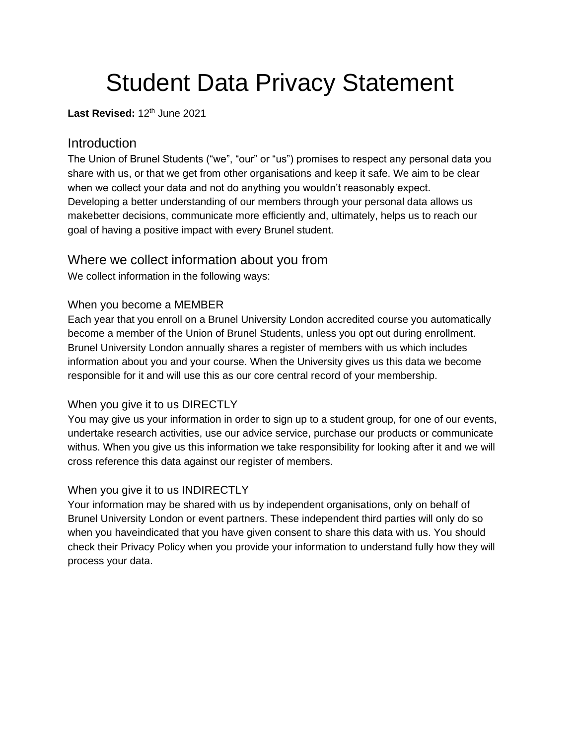# Student Data Privacy Statement

**Last Revised:** 12th June 2021

## Introduction

The Union of Brunel Students ("we", "our" or "us") promises to respect any personal data you share with us, or that we get from other organisations and keep it safe. We aim to be clear when we collect your data and not do anything you wouldn't reasonably expect. Developing a better understanding of our members through your personal data allows us makebetter decisions, communicate more efficiently and, ultimately, helps us to reach our goal of having a positive impact with every Brunel student.

## Where we collect information about you from

We collect information in the following ways:

### When you become a MEMBER

Each year that you enroll on a Brunel University London accredited course you automatically become a member of the Union of Brunel Students, unless you opt out during enrollment. Brunel University London annually shares a register of members with us which includes information about you and your course. When the University gives us this data we become responsible for it and will use this as our core central record of your membership.

### When you give it to us DIRECTLY

You may give us your information in order to sign up to a student group, for one of our events, undertake research activities, use our advice service, purchase our products or communicate withus. When you give us this information we take responsibility for looking after it and we will cross reference this data against our register of members.

### When you give it to us INDIRECTLY

Your information may be shared with us by independent organisations, only on behalf of Brunel University London or event partners. These independent third parties will only do so when you haveindicated that you have given consent to share this data with us. You should check their Privacy Policy when you provide your information to understand fully how they will process your data.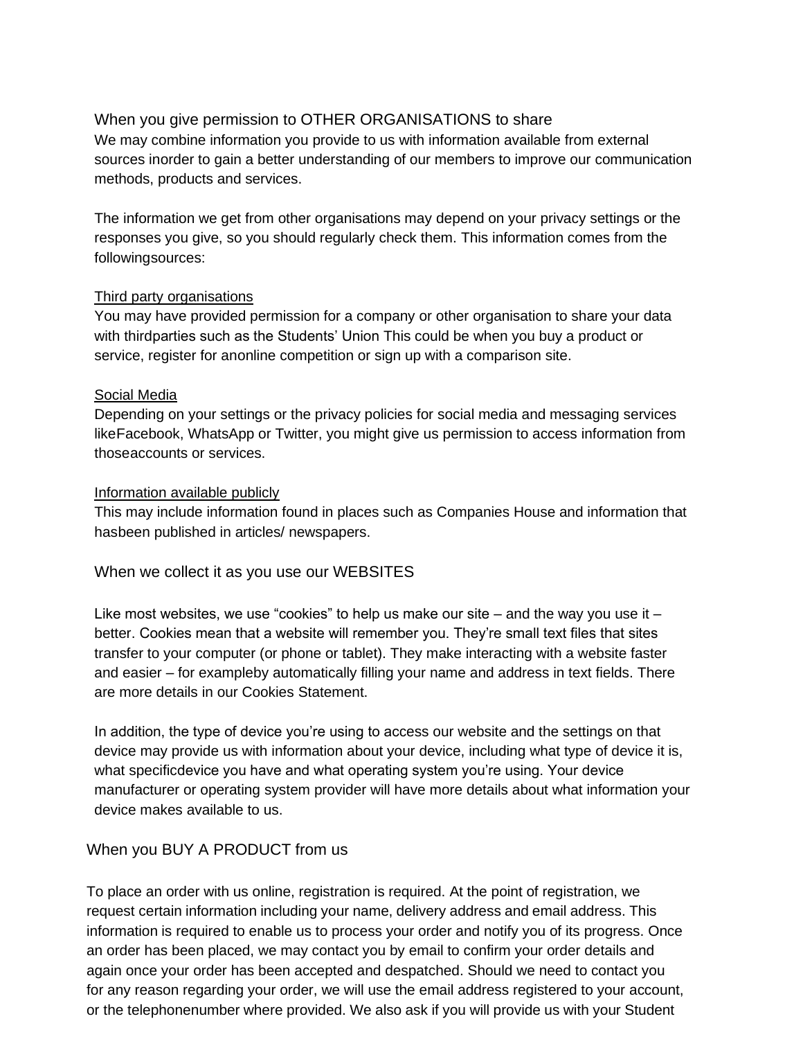## When you give permission to OTHER ORGANISATIONS to share

We may combine information you provide to us with information available from external sources inorder to gain a better understanding of our members to improve our communication methods, products and services.

The information we get from other organisations may depend on your privacy settings or the responses you give, so you should regularly check them. This information comes from the followingsources:

### Third party organisations

You may have provided permission for a company or other organisation to share your data with thirdparties such as the Students' Union This could be when you buy a product or service, register for anonline competition or sign up with a comparison site.

### Social Media

Depending on your settings or the privacy policies for social media and messaging services likeFacebook, WhatsApp or Twitter, you might give us permission to access information from thoseaccounts or services.

### Information available publicly

This may include information found in places such as Companies House and information that hasbeen published in articles/ newspapers.

## When we collect it as you use our WEBSITES

Like most websites, we use "cookies" to help us make our site – and the way you use it – better. Cookies mean that a website will remember you. They're small text files that sites transfer to your computer (or phone or tablet). They make interacting with a website faster and easier – for exampleby automatically filling your name and address in text fields. There are more details in our Cookies Statement.

In addition, the type of device you're using to access our website and the settings on that device may provide us with information about your device, including what type of device it is, what specificdevice you have and what operating system you're using. Your device manufacturer or operating system provider will have more details about what information your device makes available to us.

## When you BUY A PRODUCT from us

To place an order with us online, registration is required. At the point of registration, we request certain information including your name, delivery address and email address. This information is required to enable us to process your order and notify you of its progress. Once an order has been placed, we may contact you by email to confirm your order details and again once your order has been accepted and despatched. Should we need to contact you for any reason regarding your order, we will use the email address registered to your account, or the telephonenumber where provided. We also ask if you will provide us with your Student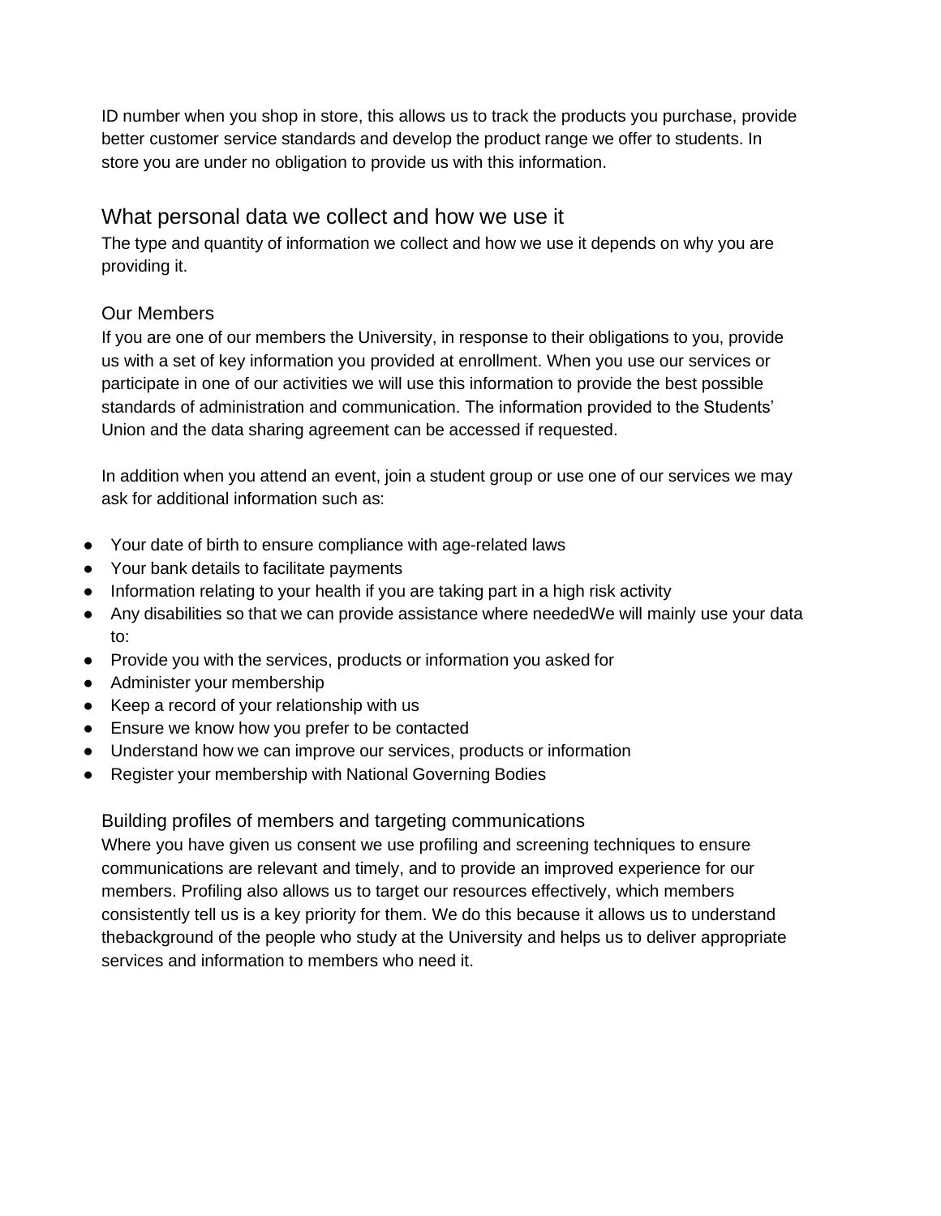ID number when you shop in store, this allows us to track the products you purchase, provide better customer service standards and develop the product range we offer to students. In store you are under no obligation to provide us with this information.

## What personal data we collect and how we use it

The type and quantity of information we collect and how we use it depends on why you are providing it.

### Our Members

If you are one of our members the University, in response to their obligations to you, provide us with a set of key information you provided at enrollment. When you use our services or participate in one of our activities we will use this information to provide the best possible standards of administration and communication. The information provided to the Students' Union and the data sharing agreement can be accessed if requested.

In addition when you attend an event, join a student group or use one of our services we may ask for additional information such as:

- Your date of birth to ensure compliance with age-related laws
- Your bank details to facilitate payments
- Information relating to your health if you are taking part in a high risk activity
- Any disabilities so that we can provide assistance where neededWe will mainly use your data to:
- Provide you with the services, products or information you asked for
- Administer your membership
- Keep a record of your relationship with us
- Ensure we know how you prefer to be contacted
- Understand how we can improve our services, products or information
- Register your membership with National Governing Bodies

### Building profiles of members and targeting communications

Where you have given us consent we use profiling and screening techniques to ensure communications are relevant and timely, and to provide an improved experience for our members. Profiling also allows us to target our resources effectively, which members consistently tell us is a key priority for them. We do this because it allows us to understand thebackground of the people who study at the University and helps us to deliver appropriate services and information to members who need it.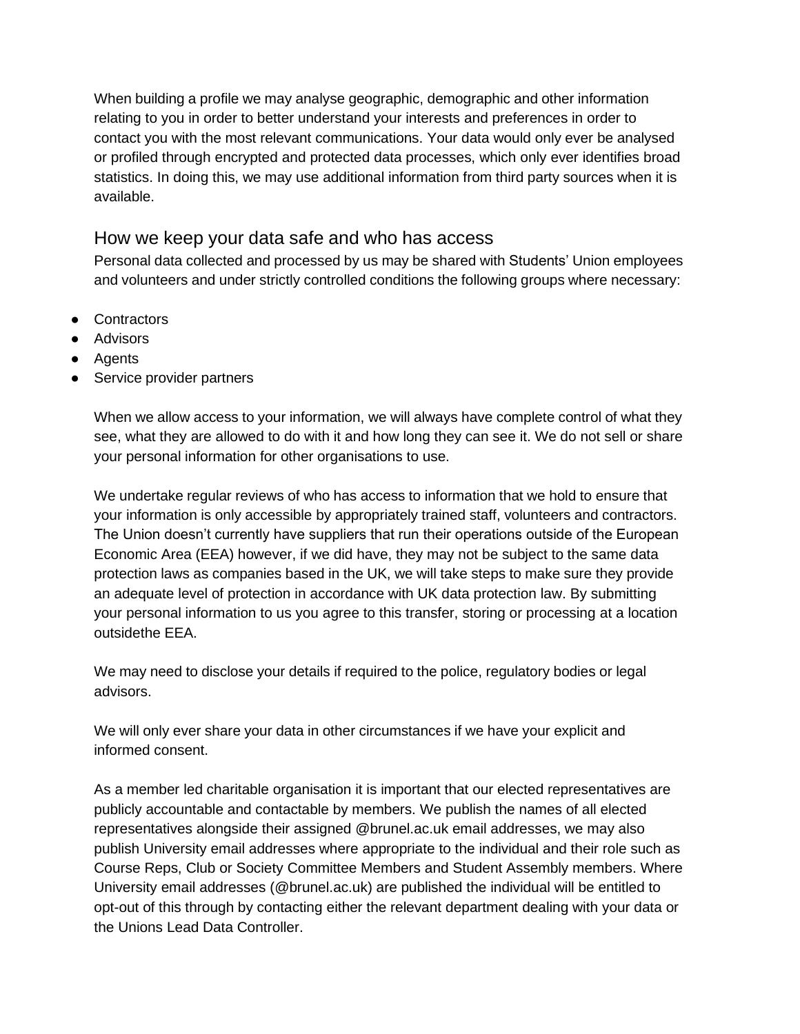When building a profile we may analyse geographic, demographic and other information relating to you in order to better understand your interests and preferences in order to contact you with the most relevant communications. Your data would only ever be analysed or profiled through encrypted and protected data processes, which only ever identifies broad statistics. In doing this, we may use additional information from third party sources when it is available.

## How we keep your data safe and who has access

Personal data collected and processed by us may be shared with Students' Union employees and volunteers and under strictly controlled conditions the following groups where necessary:

- Contractors
- Advisors
- Agents
- Service provider partners

When we allow access to your information, we will always have complete control of what they see, what they are allowed to do with it and how long they can see it. We do not sell or share your personal information for other organisations to use.

We undertake regular reviews of who has access to information that we hold to ensure that your information is only accessible by appropriately trained staff, volunteers and contractors. The Union doesn't currently have suppliers that run their operations outside of the European Economic Area (EEA) however, if we did have, they may not be subject to the same data protection laws as companies based in the UK, we will take steps to make sure they provide an adequate level of protection in accordance with UK data protection law. By submitting your personal information to us you agree to this transfer, storing or processing at a location outsidethe EEA.

We may need to disclose your details if required to the police, regulatory bodies or legal advisors.

We will only ever share your data in other circumstances if we have your explicit and informed consent.

As a member led charitable organisation it is important that our elected representatives are publicly accountable and contactable by members. We publish the names of all elected representatives alongside their assigned @brunel.ac.uk email addresses, we may also publish University email addresses where appropriate to the individual and their role such as Course Reps, Club or Society Committee Members and Student Assembly members. Where University email addresses (@brunel.ac.uk) are published the individual will be entitled to opt-out of this through by contacting either the relevant department dealing with your data or the Unions Lead Data Controller.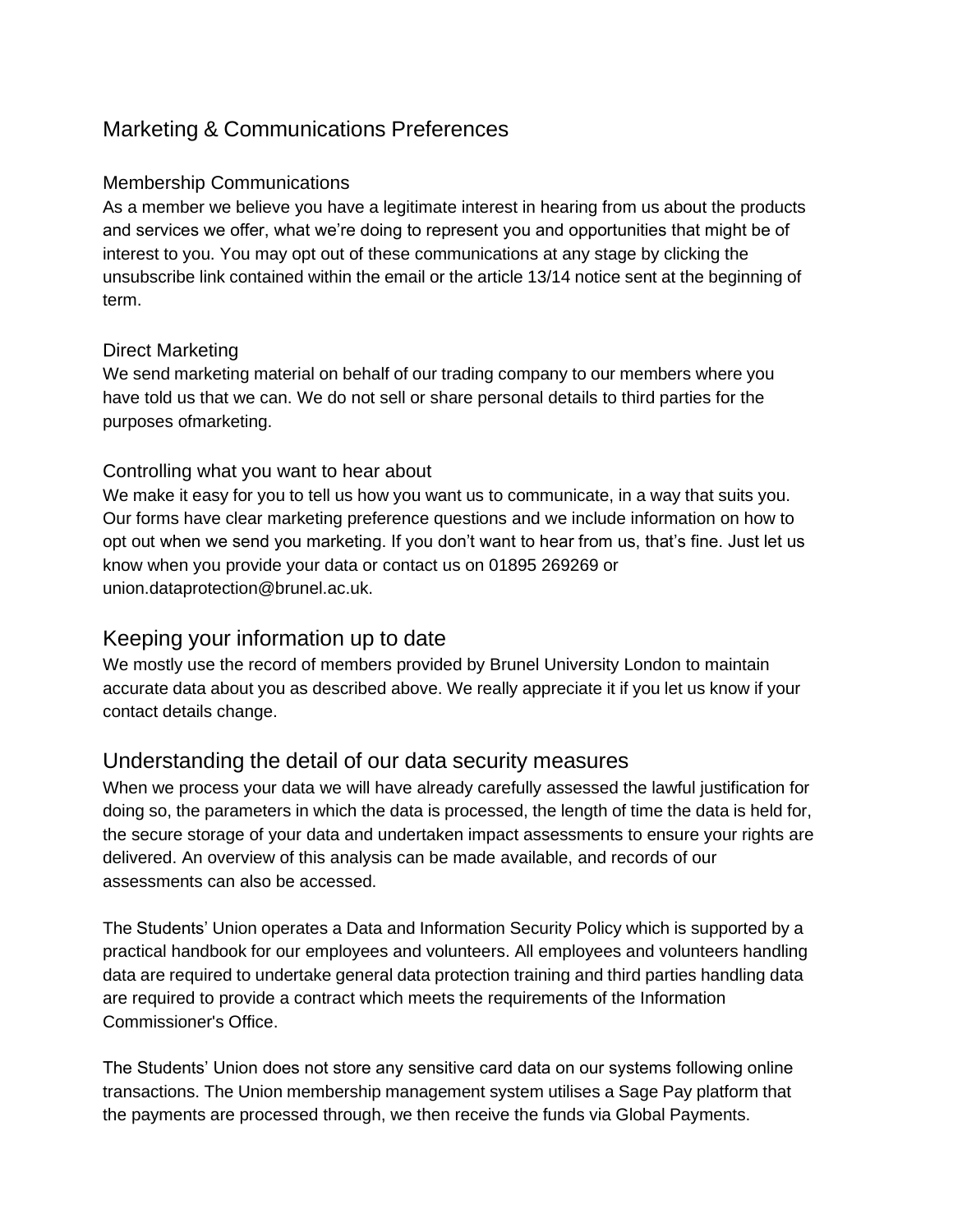## Marketing & Communications Preferences

### Membership Communications

As a member we believe you have a legitimate interest in hearing from us about the products and services we offer, what we're doing to represent you and opportunities that might be of interest to you. You may opt out of these communications at any stage by clicking the unsubscribe link contained within the email or the article 13/14 notice sent at the beginning of term.

### Direct Marketing

We send marketing material on behalf of our trading company to our members where you have told us that we can. We do not sell or share personal details to third parties for the purposes ofmarketing.

### Controlling what you want to hear about

We make it easy for you to tell us how you want us to communicate, in a way that suits you. Our forms have clear marketing preference questions and we include information on how to opt out when we send you marketing. If you don't want to hear from us, that's fine. Just let us know when you provide your data or contact us on 01895 269269 or union.dataprotection@brunel.ac.uk.

## Keeping your information up to date

We mostly use the record of members provided by Brunel University London to maintain accurate data about you as described above. We really appreciate it if you let us know if your contact details change.

## Understanding the detail of our data security measures

When we process your data we will have already carefully assessed the lawful justification for doing so, the parameters in which the data is processed, the length of time the data is held for, the secure storage of your data and undertaken impact assessments to ensure your rights are delivered. An overview of this analysis can be made available, and records of our assessments can also be accessed.

The Students' Union operates a Data and Information Security Policy which is supported by a practical handbook for our employees and volunteers. All employees and volunteers handling data are required to undertake general data protection training and third parties handling data are required to provide a contract which meets the requirements of the Information Commissioner's Office.

The Students' Union does not store any sensitive card data on our systems following online transactions. The Union membership management system utilises a Sage Pay platform that the payments are processed through, we then receive the funds via Global Payments.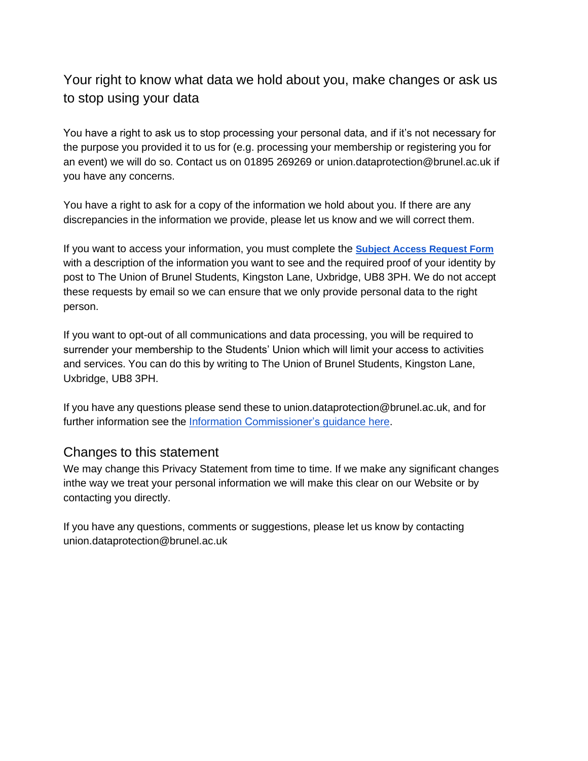## Your right to know what data we hold about you, make changes or ask us to stop using your data

You have a right to ask us to stop processing your personal data, and if it's not necessary for the purpose you provided it to us for (e.g. processing your membership or registering you for an event) we will do so. Contact us on 01895 269269 or union.dataprotection@brunel.ac.uk if you have any concerns.

You have a right to ask for a copy of the information we hold about you. If there are any discrepancies in the information we provide, please let us know and we will correct them.

If you want to access your information, you must complete the **Subject Access Request Form** with a description of the information you want to see and the required proof of your identity by post to The Union of Brunel Students, Kingston Lane, Uxbridge, UB8 3PH. We do not accept these requests by email so we can ensure that we only provide personal data to the right person.

If you want to opt-out of all communications and data processing, you will be required to surrender your membership to the Students' Union which will limit your access to activities and services. You can do this by writing to The Union of Brunel Students, Kingston Lane, Uxbridge, UB8 3PH.

If you have any questions please send these to union.dataprotection@brunel.ac.uk, and for further information see the Information Commissioner's guidance here.

## Changes to this statement

We may change this Privacy Statement from time to time. If we make any significant changes inthe way we treat your personal information we will make this clear on our Website or by contacting you directly.

If you have any questions, comments or suggestions, please let us know by contacting union.dataprotection@brunel.ac.uk